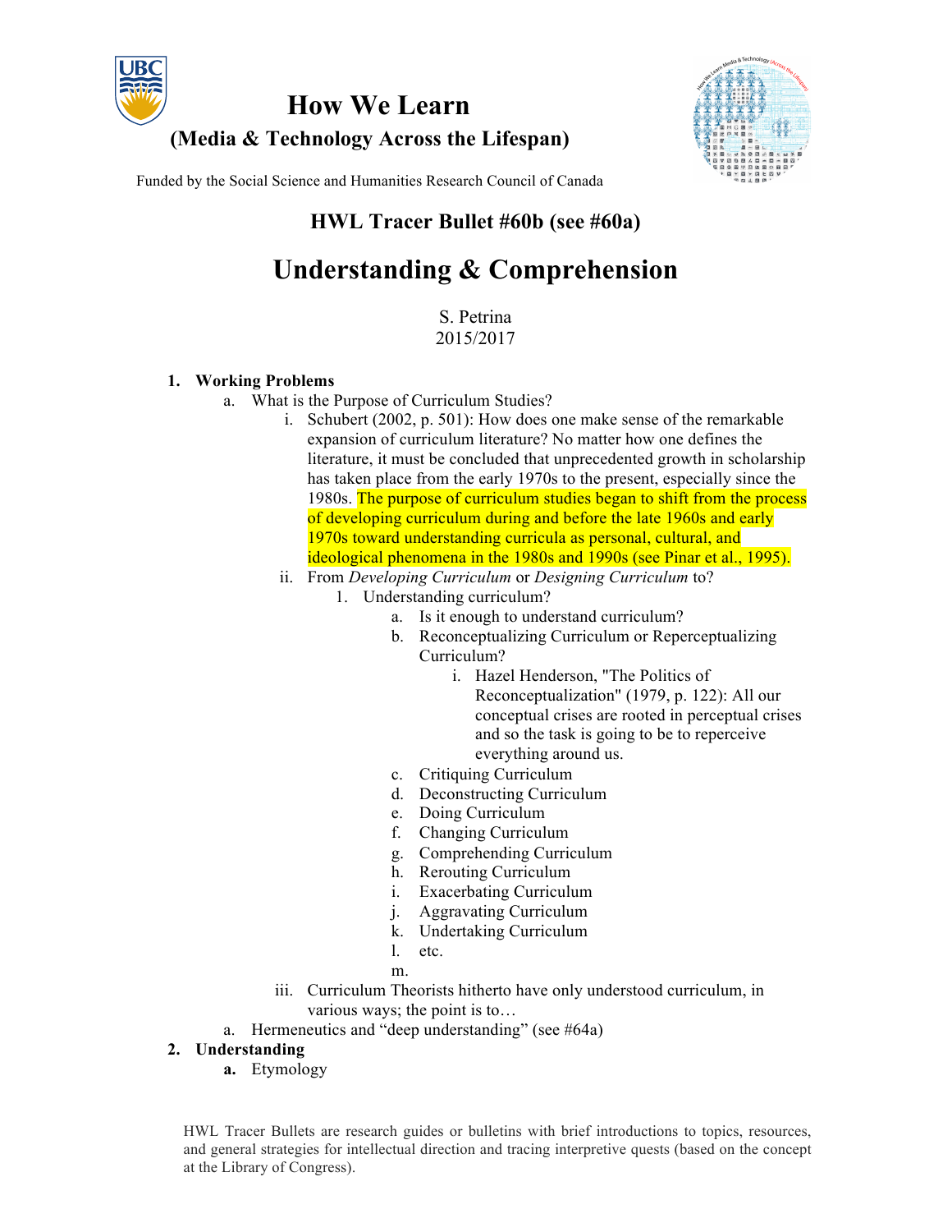# How We Learn

## (Media & Technology Across the Lifespan)

Funded by the Social Science and Humanities Research Council of Canada

### HWL Tracer Bullet #60b (see #60a)

# Understanding & Comprehension

S. Petrina
2015/2017

1. **Working Problems**
   a. What is the Purpose of Curriculum Studies?
      i. Schubert (2002, p. 501): How does one make sense of the remarkable expansion of curriculum literature? No matter how one defines the literature, it must be concluded that unprecedented growth in scholarship has taken place from the early 1970s to the present, especially since the 1980s. The purpose of curriculum studies began to shift from the process of developing curriculum during and before the late 1960s and early 1970s toward understanding curricula as personal, cultural, and ideological phenomena in the 1980s and 1990s (see Pinar et al., 1995).
      ii. From *Developing Curriculum* or *Designing Curriculum* to?
         1. Understanding curriculum?
            a. Is it enough to understand curriculum?
            b. Reconceptualizing Curriculum or Reperceptualizing Curriculum?
               i. Hazel Henderson, "The Politics of Reconceptualization" (1979, p. 122): All our conceptual crises are rooted in perceptual crises and so the task is going to be to reperceive everything around us.
            c. Critiquing Curriculum
            d. Deconstructing Curriculum
            e. Doing Curriculum
            f. Changing Curriculum
            g. Comprehending Curriculum
            h. Rerouting Curriculum
            i. Exacerbating Curriculum
            j. Aggravating Curriculum
            k. Undertaking Curriculum
            l. etc.
            m.
      iii. Curriculum Theorists hitherto have only understood curriculum, in various ways; the point is to…
   a. Hermeneutics and "deep understanding" (see #64a)
2. **Understanding**
   **a.** Etymology

HWL Tracer Bullets are research guides or bulletins with brief introductions to topics, resources, and general strategies for intellectual direction and tracing interpretive quests (based on the concept at the Library of Congress).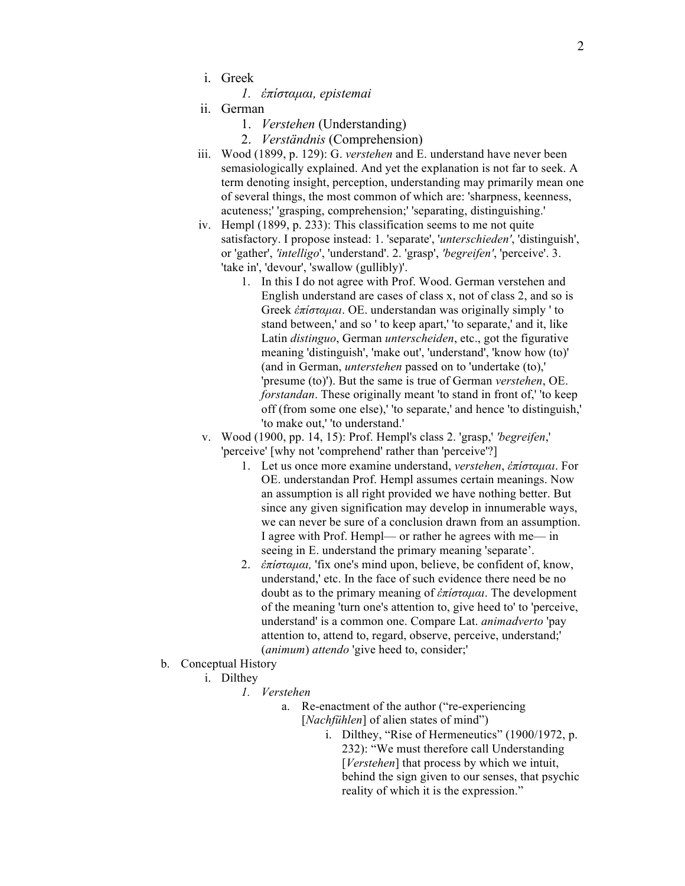i. Greek
    1. *ἐπίσταμαι, epistemai*

ii. German
    1. *Verstehen* (Understanding)
    2. *Verständnis* (Comprehension)

iii. Wood (1899, p. 129): G. *verstehen* and E. understand have never been semasiologically explained. And yet the explanation is not far to seek. A term denoting insight, perception, understanding may primarily mean one of several things, the most common of which are: 'sharpness, keenness, acuteness;' 'grasping, comprehension;' 'separating, distinguishing.'

iv. Hempl (1899, p. 233): This classification seems to me not quite satisfactory. I propose instead: 1. 'separate', '*unterschieden'*, 'distinguish', or 'gather', *'intelligo*', 'understand'. 2. 'grasp', *'begreifen'*, 'perceive'. 3. 'take in', 'devour', 'swallow (gullibly)'.
    1. In this I do not agree with Prof. Wood. German verstehen and English understand are cases of class x, not of class 2, and so is Greek *ἐπίσταμαι*. OE. understandan was originally simply ' to stand between,' and so ' to keep apart,' 'to separate,' and it, like Latin *distinguo*, German *unterscheiden*, etc., got the figurative meaning 'distinguish', 'make out', 'understand', 'know how (to)' (and in German, *unterstehen* passed on to 'undertake (to),' 'presume (to)'). But the same is true of German *verstehen*, OE. *forstandan*. These originally meant 'to stand in front of,' 'to keep off (from some one else),' 'to separate,' and hence 'to distinguish,' 'to make out,' 'to understand.'

v. Wood (1900, pp. 14, 15): Prof. Hempl's class 2. 'grasp,' *'begreifen*,' 'perceive' [why not 'comprehend' rather than 'perceive'?]
    1. Let us once more examine understand, *verstehen*, *ἐπίσταμαι*. For OE. understandan Prof. Hempl assumes certain meanings. Now an assumption is all right provided we have nothing better. But since any given signification may develop in innumerable ways, we can never be sure of a conclusion drawn from an assumption. I agree with Prof. Hempl— or rather he agrees with me— in seeing in E. understand the primary meaning 'separate'.
    2. *ἐπίσταμαι,* 'fix one's mind upon, believe, be confident of, know, understand,' etc. In the face of such evidence there need be no doubt as to the primary meaning of *ἐπίσταμαι*. The development of the meaning 'turn one's attention to, give heed to' to 'perceive, understand' is a common one. Compare Lat. *animadverto* 'pay attention to, attend to, regard, observe, perceive, understand;' (*animum*) *attendo* 'give heed to, consider;'

b. Conceptual History
    i. Dilthey
        1. *Verstehen*
            a. Re-enactment of the author ("re-experiencing [*Nachfühlen*] of alien states of mind")
                i. Dilthey, "Rise of Hermeneutics" (1900/1972, p. 232): "We must therefore call Understanding [*Verstehen*] that process by which we intuit, behind the sign given to our senses, that psychic reality of which it is the expression."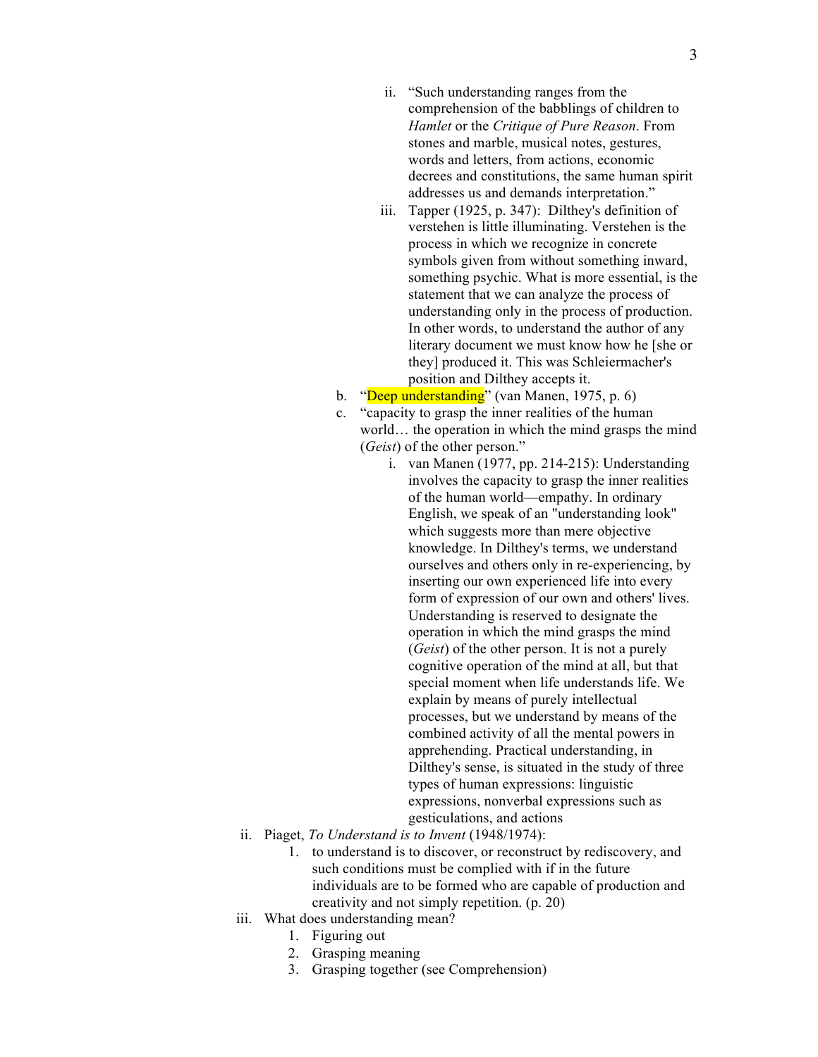- ii. "Such understanding ranges from the comprehension of the babblings of children to *Hamlet* or the *Critique of Pure Reason*. From stones and marble, musical notes, gestures, words and letters, from actions, economic decrees and constitutions, the same human spirit addresses us and demands interpretation."
            - iii. Tapper (1925, p. 347): Dilthey's definition of verstehen is little illuminating. Verstehen is the process in which we recognize in concrete symbols given from without something inward, something psychic. What is more essential, is the statement that we can analyze the process of understanding only in the process of production. In other words, to understand the author of any literary document we must know how he [she or they] produced it. This was Schleiermacher's position and Dilthey accepts it.
        - b. "Deep understanding" (van Manen, 1975, p. 6)
        - c. "capacity to grasp the inner realities of the human world… the operation in which the mind grasps the mind (*Geist*) of the other person."
            - i. van Manen (1977, pp. 214-215): Understanding involves the capacity to grasp the inner realities of the human world—empathy. In ordinary English, we speak of an "understanding look" which suggests more than mere objective knowledge. In Dilthey's terms, we understand ourselves and others only in re-experiencing, by inserting our own experienced life into every form of expression of our own and others' lives. Understanding is reserved to designate the operation in which the mind grasps the mind (*Geist*) of the other person. It is not a purely cognitive operation of the mind at all, but that special moment when life understands life. We explain by means of purely intellectual processes, but we understand by means of the combined activity of all the mental powers in apprehending. Practical understanding, in Dilthey's sense, is situated in the study of three types of human expressions: linguistic expressions, nonverbal expressions such as gesticulations, and actions
- ii. Piaget, *To Understand is to Invent* (1948/1974):
    1. to understand is to discover, or reconstruct by rediscovery, and such conditions must be complied with if in the future individuals are to be formed who are capable of production and creativity and not simply repetition. (p. 20)
- iii. What does understanding mean?
    1. Figuring out
    2. Grasping meaning
    3. Grasping together (see Comprehension)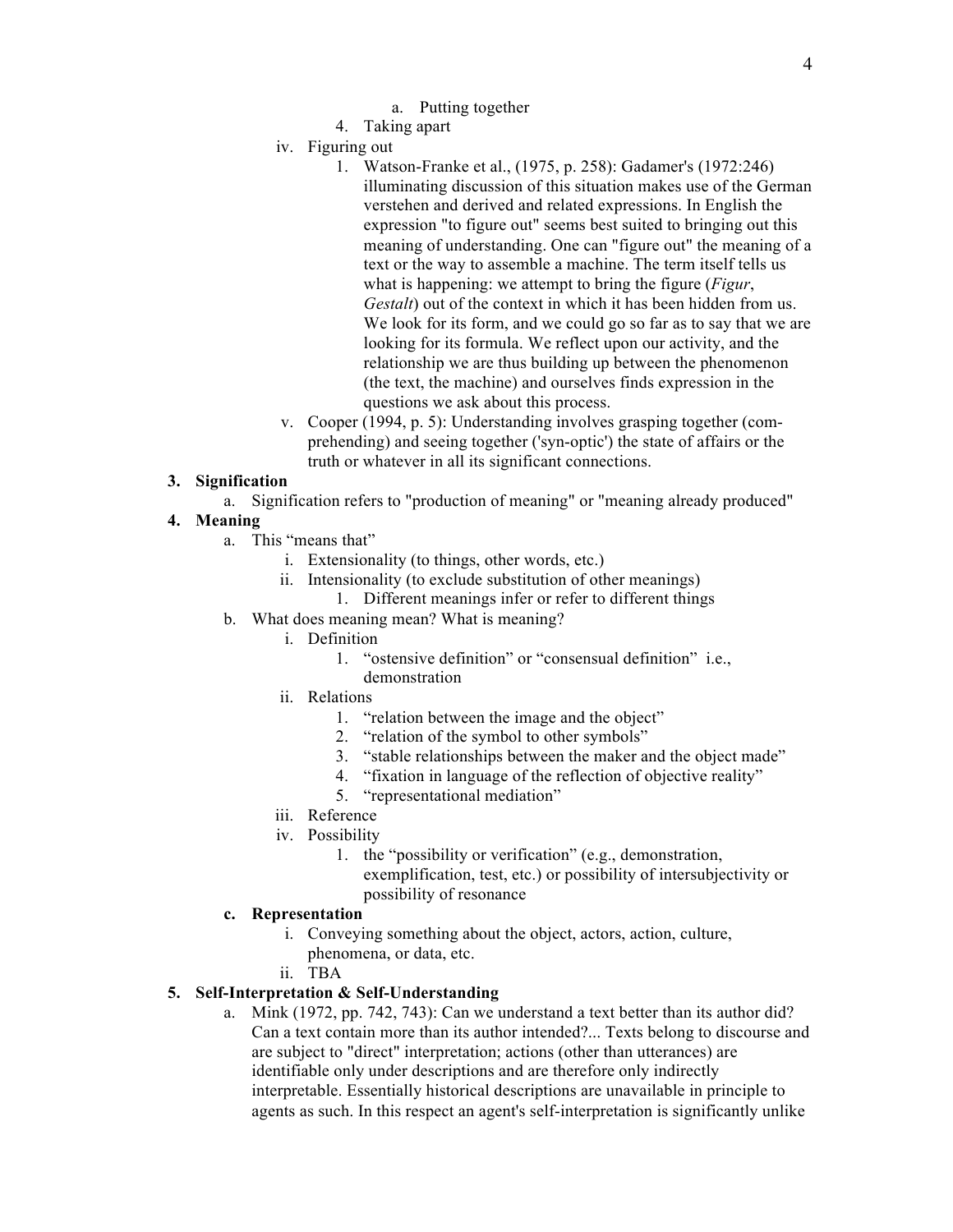a. Putting together

4. Taking apart

iv. Figuring out

1. Watson-Franke et al., (1975, p. 258): Gadamer's (1972:246) illuminating discussion of this situation makes use of the German verstehen and derived and related expressions. In English the expression "to figure out" seems best suited to bringing out this meaning of understanding. One can "figure out" the meaning of a text or the way to assemble a machine. The term itself tells us what is happening: we attempt to bring the figure (*Figur*, *Gestalt*) out of the context in which it has been hidden from us. We look for its form, and we could go so far as to say that we are looking for its formula. We reflect upon our activity, and the relationship we are thus building up between the phenomenon (the text, the machine) and ourselves finds expression in the questions we ask about this process.

v. Cooper (1994, p. 5): Understanding involves grasping together (com-prehending) and seeing together ('syn-optic') the state of affairs or the truth or whatever in all its significant connections.

**3. Signification**

a. Signification refers to "production of meaning" or "meaning already produced"

**4. Meaning**

a. This "means that"
   - i. Extensionality (to things, other words, etc.)
   - ii. Intensionality (to exclude substitution of other meanings)
     1. Different meanings infer or refer to different things

b. What does meaning mean? What is meaning?
   - i. Definition
     1. "ostensive definition" or "consensual definition" i.e., demonstration
   - ii. Relations
     1. "relation between the image and the object"
     2. "relation of the symbol to other symbols"
     3. "stable relationships between the maker and the object made"
     4. "fixation in language of the reflection of objective reality"
     5. "representational mediation"
   - iii. Reference
   - iv. Possibility
     1. the "possibility or verification" (e.g., demonstration, exemplification, test, etc.) or possibility of intersubjectivity or possibility of resonance

**c. Representation**
   - i. Conveying something about the object, actors, action, culture, phenomena, or data, etc.
   - ii. TBA

**5. Self-Interpretation & Self-Understanding**

a. Mink (1972, pp. 742, 743): Can we understand a text better than its author did? Can a text contain more than its author intended?... Texts belong to discourse and are subject to "direct" interpretation; actions (other than utterances) are identifiable only under descriptions and are therefore only indirectly interpretable. Essentially historical descriptions are unavailable in principle to agents as such. In this respect an agent's self-interpretation is significantly unlike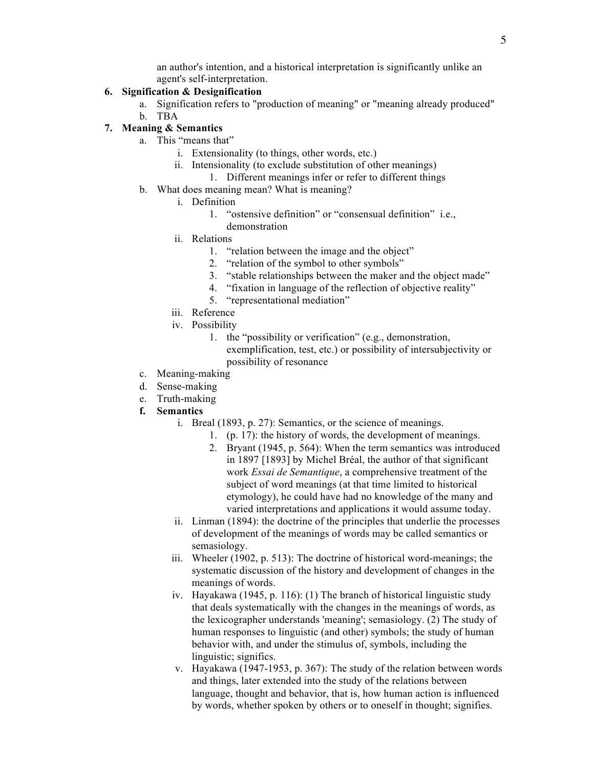an author's intention, and a historical interpretation is significantly unlike an agent's self-interpretation.

**6. Signification & Designification**

a. Signification refers to "production of meaning" or "meaning already produced"

b. TBA

**7. Meaning & Semantics**

a. This "means that"

   i. Extensionality (to things, other words, etc.)

   ii. Intensionality (to exclude substitution of other meanings)

      1. Different meanings infer or refer to different things

b. What does meaning mean? What is meaning?

   i. Definition

      1. "ostensive definition" or "consensual definition" i.e., demonstration

   ii. Relations

      1. "relation between the image and the object"
      2. "relation of the symbol to other symbols"
      3. "stable relationships between the maker and the object made"
      4. "fixation in language of the reflection of objective reality"
      5. "representational mediation"

   iii. Reference

   iv. Possibility

      1. the "possibility or verification" (e.g., demonstration, exemplification, test, etc.) or possibility of intersubjectivity or possibility of resonance

c. Meaning-making

d. Sense-making

e. Truth-making

**f. Semantics**

   i. Breal (1893, p. 27): Semantics, or the science of meanings.

      1. (p. 17): the history of words, the development of meanings.
      2. Bryant (1945, p. 564): When the term semantics was introduced in 1897 [1893] by Michel Bréal, the author of that significant work *Essai de Semantique*, a comprehensive treatment of the subject of word meanings (at that time limited to historical etymology), he could have had no knowledge of the many and varied interpretations and applications it would assume today.

   ii. Linman (1894): the doctrine of the principles that underlie the processes of development of the meanings of words may be called semantics or semasiology.

   iii. Wheeler (1902, p. 513): The doctrine of historical word-meanings; the systematic discussion of the history and development of changes in the meanings of words.

   iv. Hayakawa (1945, p. 116): (1) The branch of historical linguistic study that deals systematically with the changes in the meanings of words, as the lexicographer understands 'meaning'; semasiology. (2) The study of human responses to linguistic (and other) symbols; the study of human behavior with, and under the stimulus of, symbols, including the linguistic; significs.

   v. Hayakawa (1947-1953, p. 367): The study of the relation between words and things, later extended into the study of the relations between language, thought and behavior, that is, how human action is influenced by words, whether spoken by others or to oneself in thought; signifies.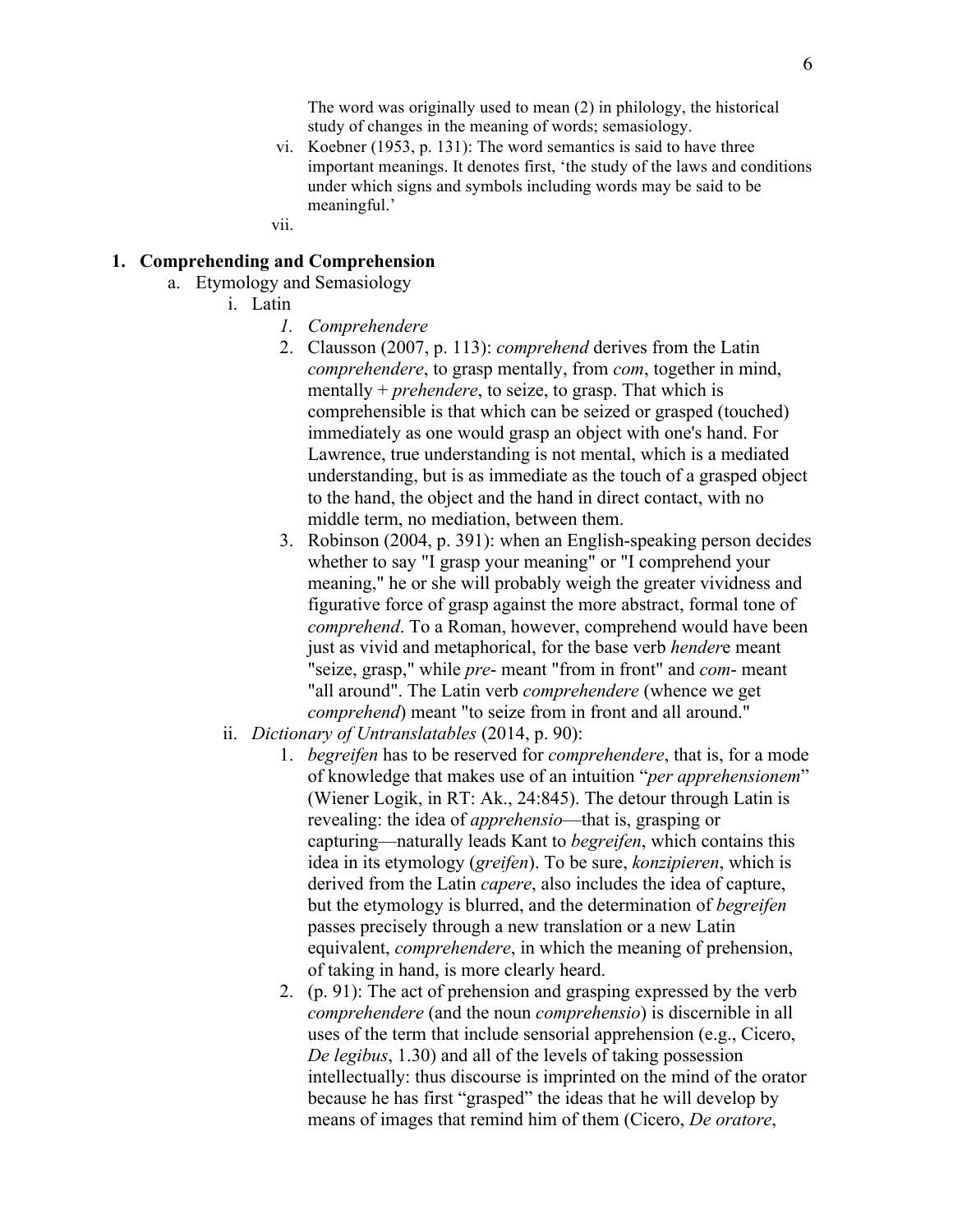The word was originally used to mean (2) in philology, the historical study of changes in the meaning of words; semasiology.

vi. Koebner (1953, p. 131): The word semantics is said to have three important meanings. It denotes first, 'the study of the laws and conditions under which signs and symbols including words may be said to be meaningful.'

vii.

## 1. Comprehending and Comprehension

a. Etymology and Semasiology

i. Latin

1. *Comprehendere*
2. Clausson (2007, p. 113): *comprehend* derives from the Latin *comprehendere*, to grasp mentally, from *com*, together in mind, mentally + *prehendere*, to seize, to grasp. That which is comprehensible is that which can be seized or grasped (touched) immediately as one would grasp an object with one's hand. For Lawrence, true understanding is not mental, which is a mediated understanding, but is as immediate as the touch of a grasped object to the hand, the object and the hand in direct contact, with no middle term, no mediation, between them.
3. Robinson (2004, p. 391): when an English-speaking person decides whether to say "I grasp your meaning" or "I comprehend your meaning," he or she will probably weigh the greater vividness and figurative force of grasp against the more abstract, formal tone of *comprehend*. To a Roman, however, comprehend would have been just as vivid and metaphorical, for the base verb *hender*e meant "seize, grasp," while *pre-* meant "from in front" and *com-* meant "all around". The Latin verb *comprehendere* (whence we get *comprehend*) meant "to seize from in front and all around."

ii. *Dictionary of Untranslatables* (2014, p. 90):

1. *begreifen* has to be reserved for *comprehendere*, that is, for a mode of knowledge that makes use of an intuition "*per apprehensionem*" (Wiener Logik, in RT: Ak., 24:845). The detour through Latin is revealing: the idea of *apprehensio*—that is, grasping or capturing—naturally leads Kant to *begreifen*, which contains this idea in its etymology (*greifen*). To be sure, *konzipieren*, which is derived from the Latin *capere*, also includes the idea of capture, but the etymology is blurred, and the determination of *begreifen* passes precisely through a new translation or a new Latin equivalent, *comprehendere*, in which the meaning of prehension, of taking in hand, is more clearly heard.
2. (p. 91): The act of prehension and grasping expressed by the verb *comprehendere* (and the noun *comprehensio*) is discernible in all uses of the term that include sensorial apprehension (e.g., Cicero, *De legibus*, 1.30) and all of the levels of taking possession intellectually: thus discourse is imprinted on the mind of the orator because he has first "grasped" the ideas that he will develop by means of images that remind him of them (Cicero, *De oratore*,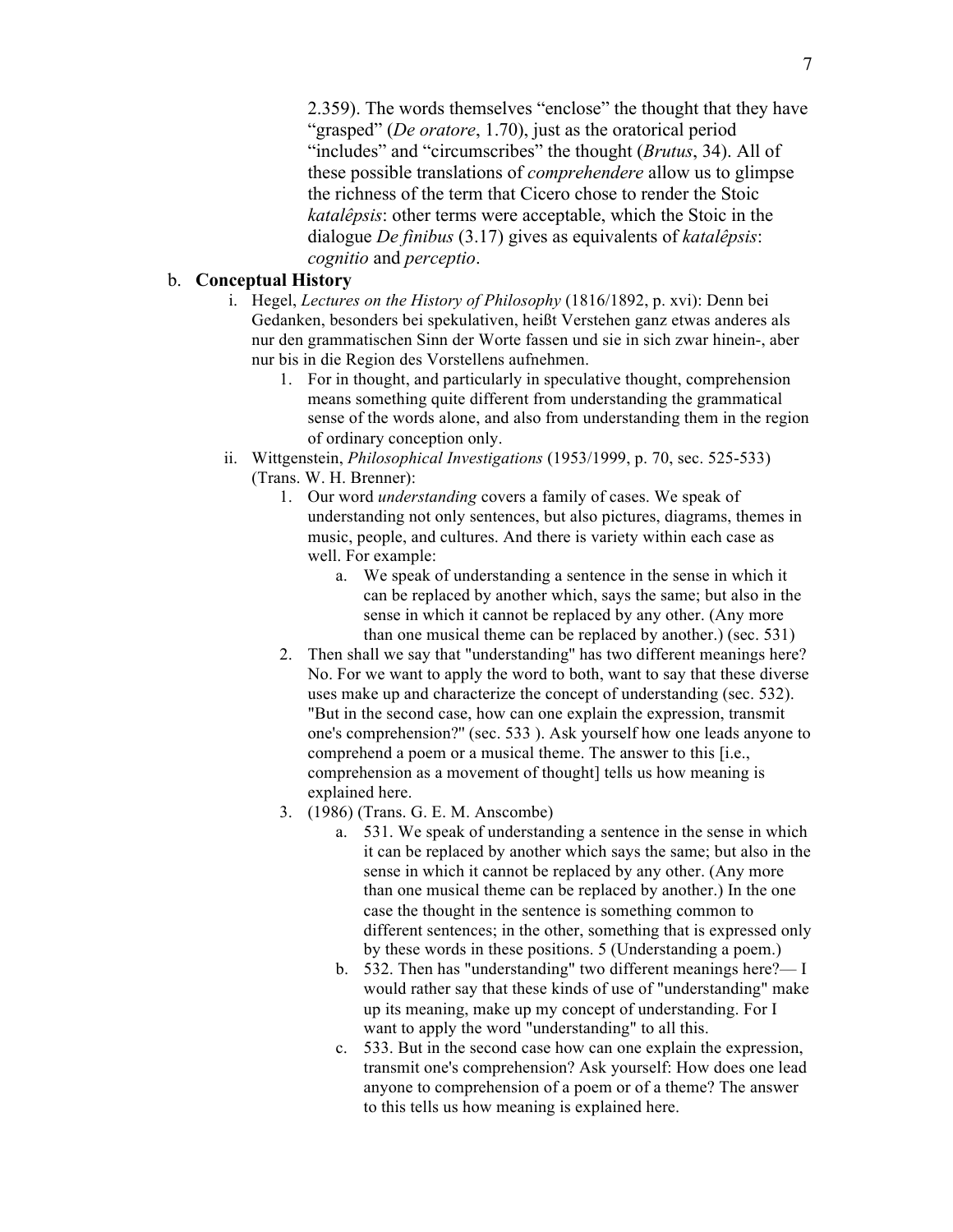2.359). The words themselves "enclose" the thought that they have "grasped" (*De oratore*, 1.70), just as the oratorical period "includes" and "circumscribes" the thought (*Brutus*, 34). All of these possible translations of *comprehendere* allow us to glimpse the richness of the term that Cicero chose to render the Stoic *katalêpsis*: other terms were acceptable, which the Stoic in the dialogue *De finibus* (3.17) gives as equivalents of *katalêpsis*: *cognitio* and *perceptio*.

b. **Conceptual History**

   i. Hegel, *Lectures on the History of Philosophy* (1816/1892, p. xvi): Denn bei Gedanken, besonders bei spekulativen, heißt Verstehen ganz etwas anderes als nur den grammatischen Sinn der Worte fassen und sie in sich zwar hinein-, aber nur bis in die Region des Vorstellens aufnehmen.

      1. For in thought, and particularly in speculative thought, comprehension means something quite different from understanding the grammatical sense of the words alone, and also from understanding them in the region of ordinary conception only.

   ii. Wittgenstein, *Philosophical Investigations* (1953/1999, p. 70, sec. 525-533) (Trans. W. H. Brenner):

      1. Our word *understanding* covers a family of cases. We speak of understanding not only sentences, but also pictures, diagrams, themes in music, people, and cultures. And there is variety within each case as well. For example:

         a. We speak of understanding a sentence in the sense in which it can be replaced by another which, says the same; but also in the sense in which it cannot be replaced by any other. (Any more than one musical theme can be replaced by another.) (sec. 531)

      2. Then shall we say that "understanding" has two different meanings here? No. For we want to apply the word to both, want to say that these diverse uses make up and characterize the concept of understanding (sec. 532). "But in the second case, how can one explain the expression, transmit one's comprehension?" (sec. 533 ). Ask yourself how one leads anyone to comprehend a poem or a musical theme. The answer to this [i.e., comprehension as a movement of thought] tells us how meaning is explained here.

      3. (1986) (Trans. G. E. M. Anscombe)

         a. 531. We speak of understanding a sentence in the sense in which it can be replaced by another which says the same; but also in the sense in which it cannot be replaced by any other. (Any more than one musical theme can be replaced by another.) In the one case the thought in the sentence is something common to different sentences; in the other, something that is expressed only by these words in these positions. 5 (Understanding a poem.)

         b. 532. Then has "understanding" two different meanings here?— I would rather say that these kinds of use of "understanding" make up its meaning, make up my concept of understanding. For I want to apply the word "understanding" to all this.

         c. 533. But in the second case how can one explain the expression, transmit one's comprehension? Ask yourself: How does one lead anyone to comprehension of a poem or of a theme? The answer to this tells us how meaning is explained here.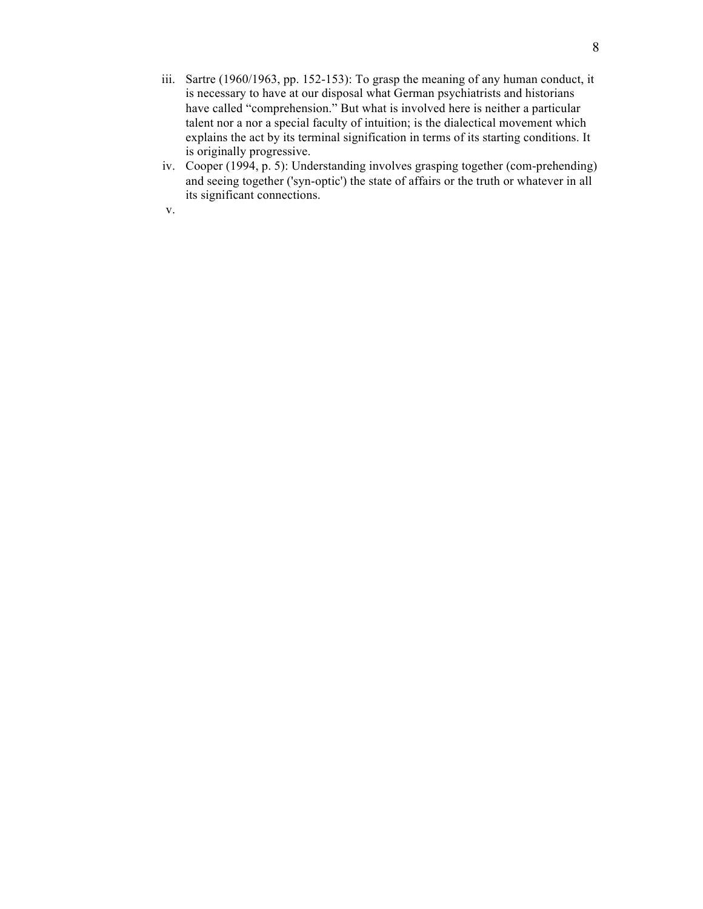iii. Sartre (1960/1963, pp. 152-153): To grasp the meaning of any human conduct, it is necessary to have at our disposal what German psychiatrists and historians have called "comprehension." But what is involved here is neither a particular talent nor a nor a special faculty of intuition; is the dialectical movement which explains the act by its terminal signification in terms of its starting conditions. It is originally progressive.

iv. Cooper (1994, p. 5): Understanding involves grasping together (com-prehending) and seeing together ('syn-optic') the state of affairs or the truth or whatever in all its significant connections.

v.